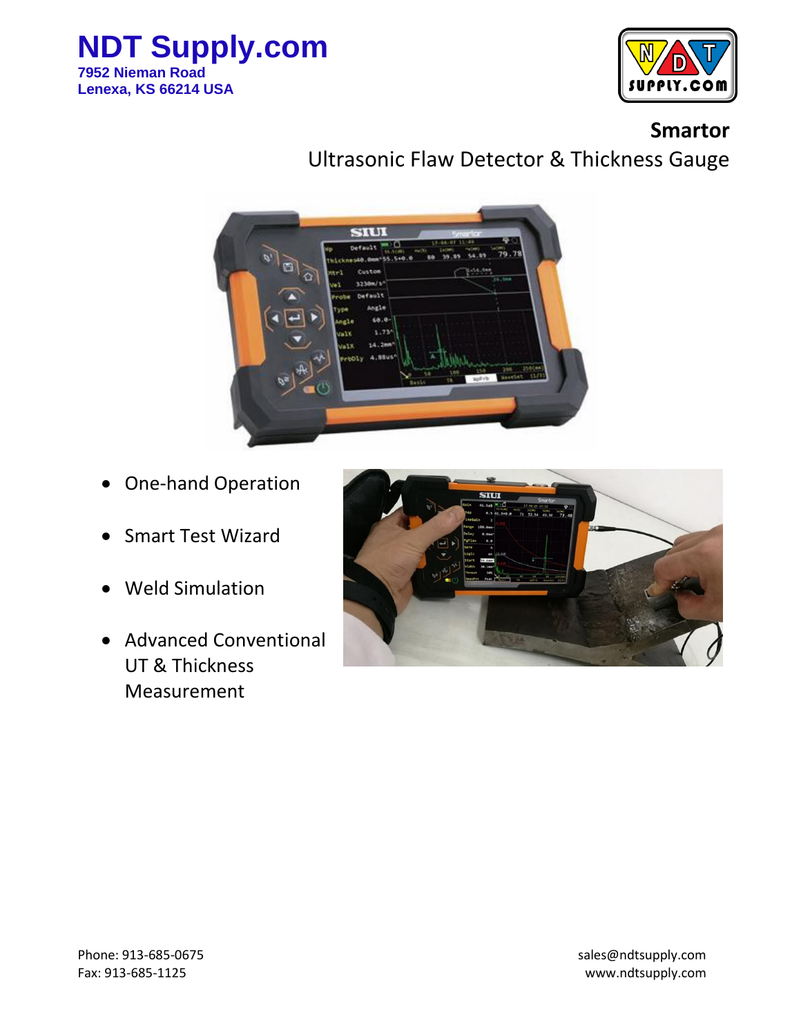# NDT Supply.com

**7952 Nieman Road**
**Lenexa, KS 66214 USA**

## Smartor

Ultrasonic Flaw Detector & Thickness Gauge

- One-hand Operation
- Smart Test Wizard
- Weld Simulation
- Advanced Conventional UT & Thickness Measurement

Phone: 913-685-0675
Fax: 913-685-1125

sales@ndtsupply.com
www.ndtsupply.com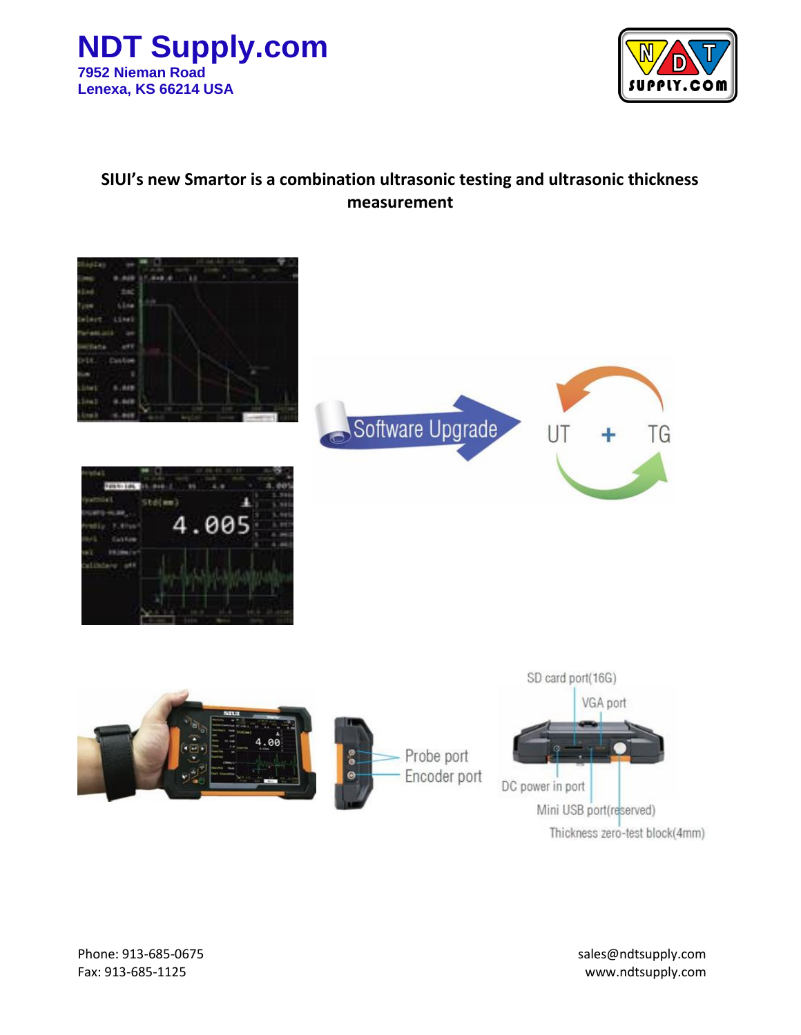SIUI's new Smartor is a combination ultrasonic testing and ultrasonic thickness measurement

Software Upgrade

UT + TG

SD card port(16G)

VGA port

Probe port

Encoder port

DC power in port

Mini USB port(reserved)

Thickness zero-test block(4mm)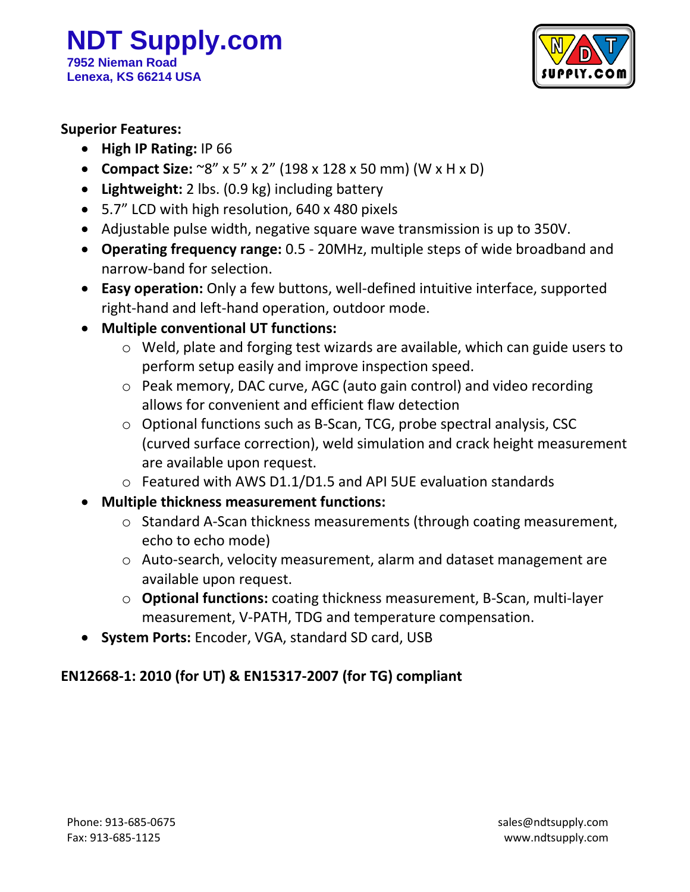**Superior Features:**

- **High IP Rating:** IP 66
- **Compact Size:** ~8" x 5" x 2" (198 x 128 x 50 mm) (W x H x D)
- **Lightweight:** 2 lbs. (0.9 kg) including battery
- 5.7" LCD with high resolution, 640 x 480 pixels
- Adjustable pulse width, negative square wave transmission is up to 350V.
- **Operating frequency range:** 0.5 - 20MHz, multiple steps of wide broadband and narrow-band for selection.
- **Easy operation:** Only a few buttons, well-defined intuitive interface, supported right-hand and left-hand operation, outdoor mode.
- **Multiple conventional UT functions:**
  - Weld, plate and forging test wizards are available, which can guide users to perform setup easily and improve inspection speed.
  - Peak memory, DAC curve, AGC (auto gain control) and video recording allows for convenient and efficient flaw detection
  - Optional functions such as B-Scan, TCG, probe spectral analysis, CSC (curved surface correction), weld simulation and crack height measurement are available upon request.
  - Featured with AWS D1.1/D1.5 and API 5UE evaluation standards
- **Multiple thickness measurement functions:**
  - Standard A-Scan thickness measurements (through coating measurement, echo to echo mode)
  - Auto-search, velocity measurement, alarm and dataset management are available upon request.
  - **Optional functions:** coating thickness measurement, B-Scan, multi-layer measurement, V-PATH, TDG and temperature compensation.
- **System Ports:** Encoder, VGA, standard SD card, USB

**EN12668-1: 2010 (for UT) & EN15317-2007 (for TG) compliant**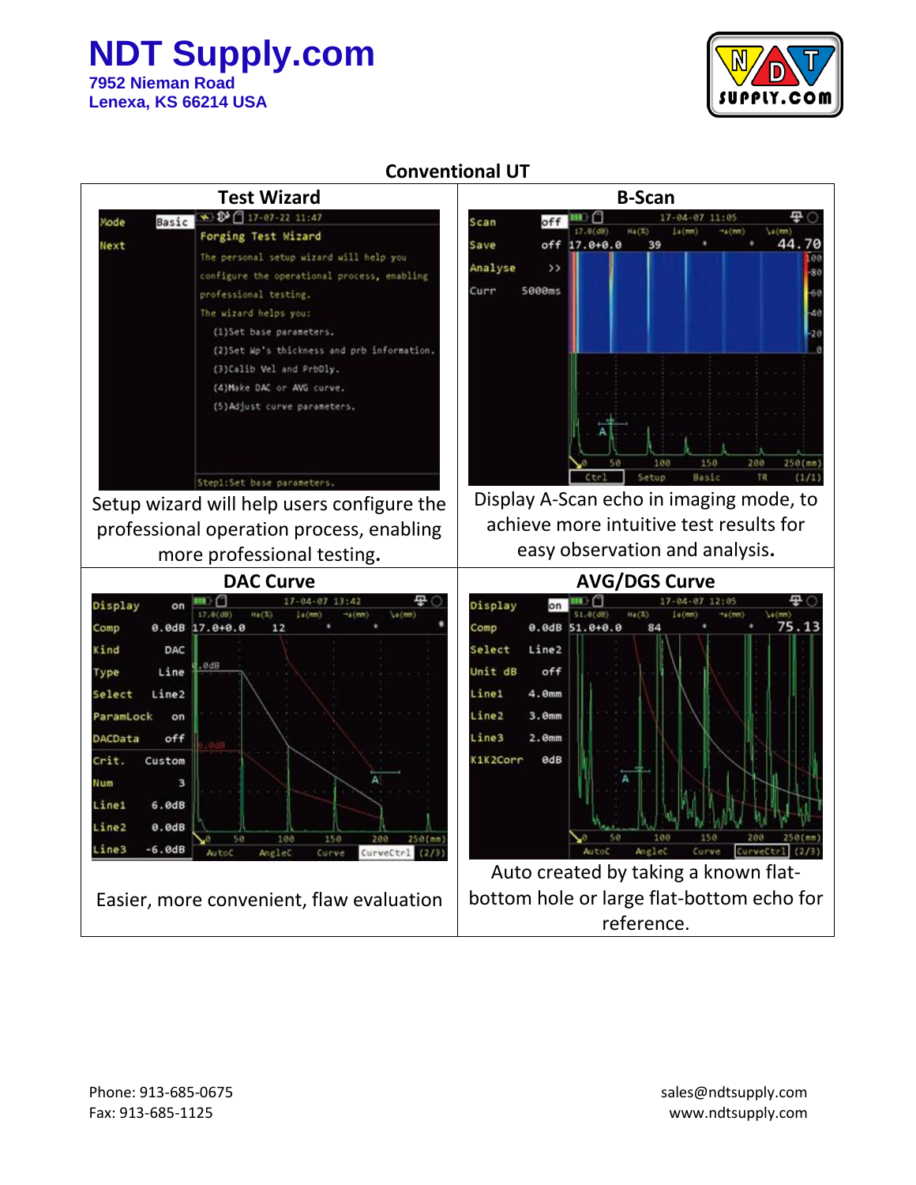# NDT Supply.com

7952 Nieman Road
Lenexa, KS 66214 USA

## Conventional UT

| Test Wizard | B-Scan |
| --- | --- |
| Setup wizard will help users configure the professional operation process, enabling more professional testing. | Display A-Scan echo in imaging mode, to achieve more intuitive test results for easy observation and analysis. |
| **DAC Curve** | **AVG/DGS Curve** |
| Easier, more convenient, flaw evaluation | Auto created by taking a known flat-bottom hole or large flat-bottom echo for reference. |

Phone: 913-685-0675
Fax: 913-685-1125

sales@ndtsupply.com
www.ndtsupply.com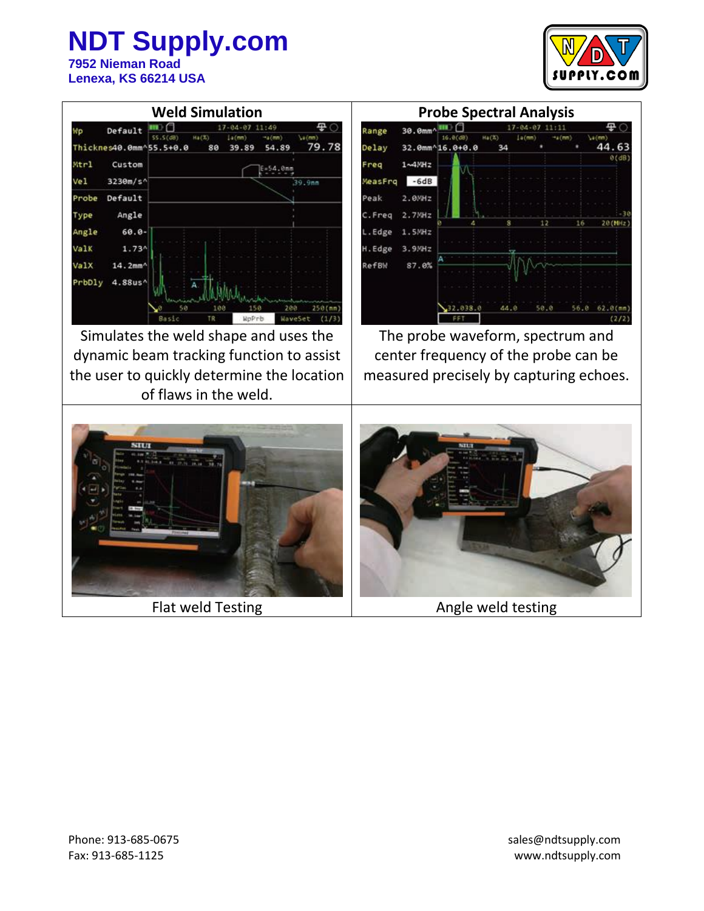# NDT Supply.com

**7952 Nieman Road**
**Lenexa, KS 66214 USA**

| Weld Simulation | Probe Spectral Analysis |
| --- | --- |
| Simulates the weld shape and uses the dynamic beam tracking function to assist the user to quickly determine the location of flaws in the weld. | The probe waveform, spectrum and center frequency of the probe can be measured precisely by capturing echoes. |
| Flat weld Testing | Angle weld testing |

Phone: 913-685-0675
Fax: 913-685-1125

sales@ndtsupply.com
www.ndtsupply.com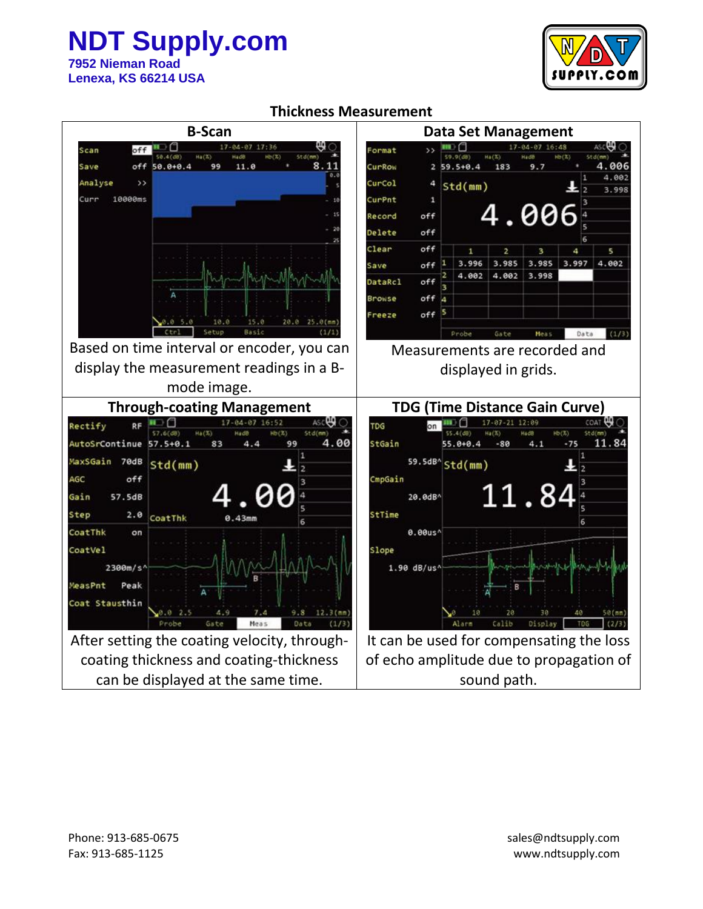# NDT Supply.com

**7952 Nieman Road**
**Lenexa, KS 66214 USA**

## Thickness Measurement

| B-Scan | Data Set Management |
|---|---|
| Based on time interval or encoder, you can display the measurement readings in a B-mode image. | Measurements are recorded and displayed in grids. |
| **Through-coating Management** | **TDG (Time Distance Gain Curve)** |
| After setting the coating velocity, through-coating thickness and coating-thickness can be displayed at the same time. | It can be used for compensating the loss of echo amplitude due to propagation of sound path. |

Phone: 913-685-0675
Fax: 913-685-1125

sales@ndtsupply.com
www.ndtsupply.com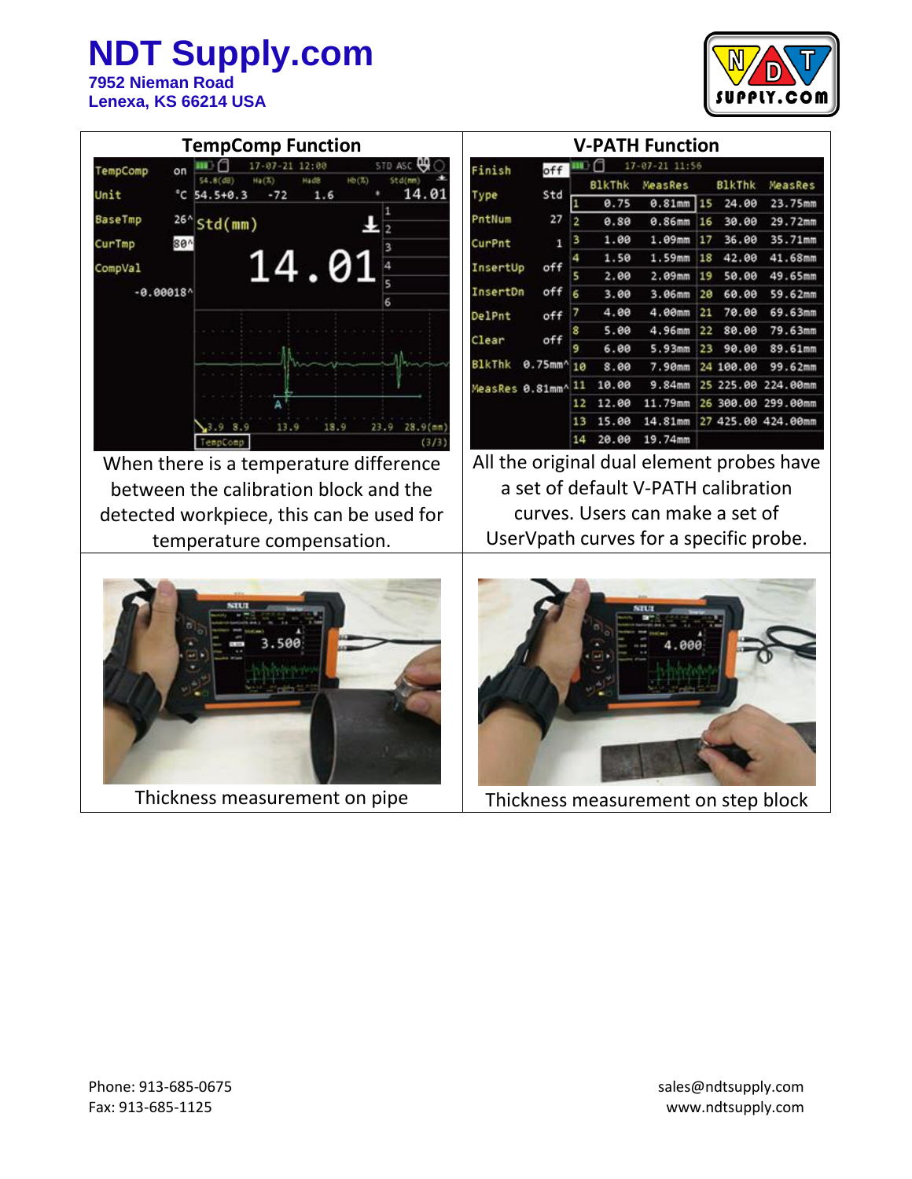# NDT Supply.com

**7952 Nieman Road**
**Lenexa, KS 66214 USA**

| TempComp Function | V-PATH Function |
|---|---|
| When there is a temperature difference between the calibration block and the detected workpiece, this can be used for temperature compensation. | All the original dual element probes have a set of default V-PATH calibration curves. Users can make a set of UserVpath curves for a specific probe. |
| Thickness measurement on pipe | Thickness measurement on step block |

Phone: 913-685-0675
Fax: 913-685-1125

sales@ndtsupply.com
www.ndtsupply.com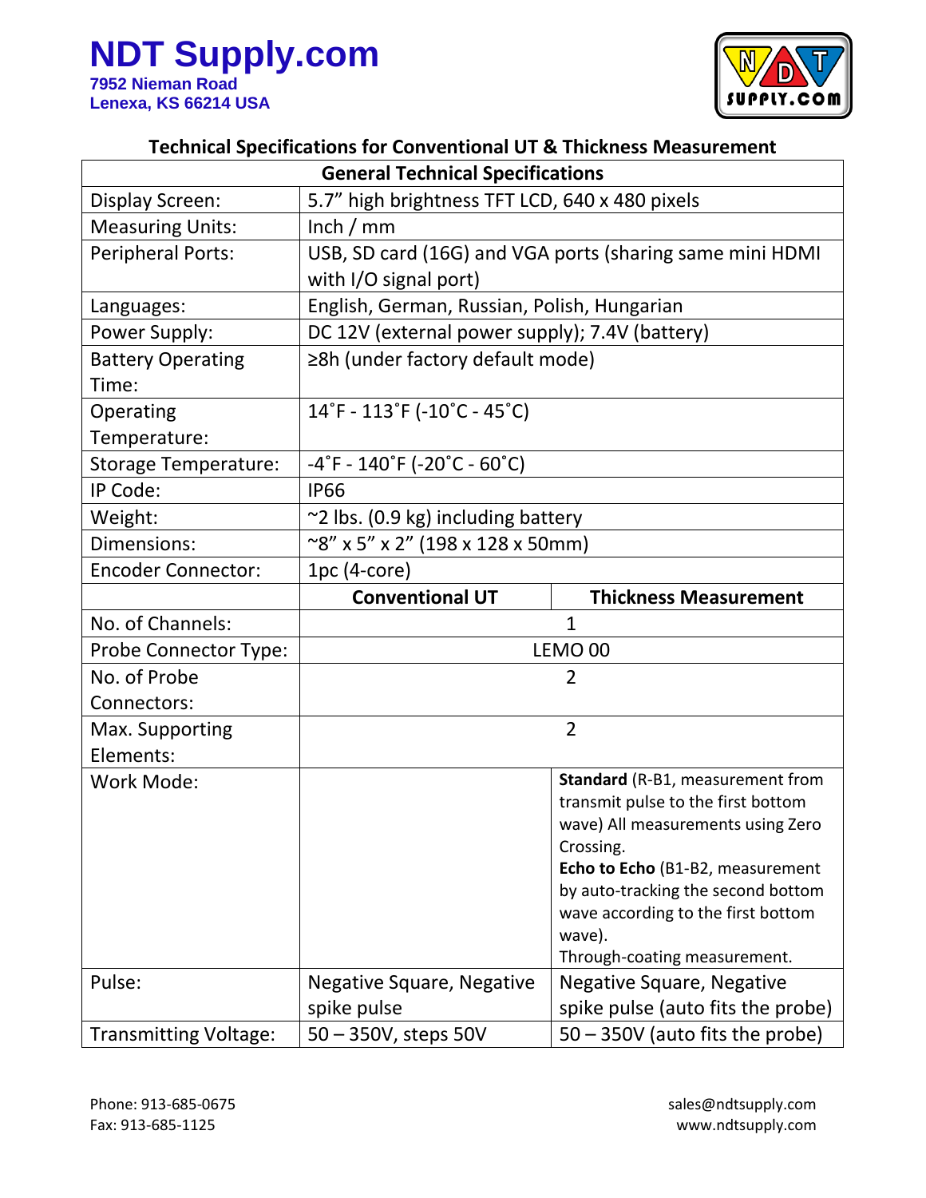# NDT Supply.com

**7952 Nieman Road**
**Lenexa, KS 66214 USA**

## Technical Specifications for Conventional UT & Thickness Measurement

| General Technical Specifications | | |
|---|---|---|
| Display Screen: | 5.7" high brightness TFT LCD, 640 x 480 pixels | |
| Measuring Units: | Inch / mm | |
| Peripheral Ports: | USB, SD card (16G) and VGA ports (sharing same mini HDMI with I/O signal port) | |
| Languages: | English, German, Russian, Polish, Hungarian | |
| Power Supply: | DC 12V (external power supply); 7.4V (battery) | |
| Battery Operating Time: | ≥8h (under factory default mode) | |
| Operating Temperature: | 14˚F - 113˚F (-10˚C - 45˚C) | |
| Storage Temperature: | -4˚F - 140˚F (-20˚C - 60˚C) | |
| IP Code: | IP66 | |
| Weight: | ~2 lbs. (0.9 kg) including battery | |
| Dimensions: | ~8" x 5" x 2" (198 x 128 x 50mm) | |
| Encoder Connector: | 1pc (4-core) | |
| | **Conventional UT** | **Thickness Measurement** |
| No. of Channels: | 1 | |
| Probe Connector Type: | LEMO 00 | |
| No. of Probe Connectors: | 2 | |
| Max. Supporting Elements: | 2 | |
| Work Mode: | | **Standard** (R-B1, measurement from transmit pulse to the first bottom wave) All measurements using Zero Crossing. **Echo to Echo** (B1-B2, measurement by auto-tracking the second bottom wave according to the first bottom wave). Through-coating measurement. |
| Pulse: | Negative Square, Negative spike pulse | Negative Square, Negative spike pulse (auto fits the probe) |
| Transmitting Voltage: | 50 – 350V, steps 50V | 50 – 350V (auto fits the probe) |

Phone: 913-685-0675
Fax: 913-685-1125

sales@ndtsupply.com
www.ndtsupply.com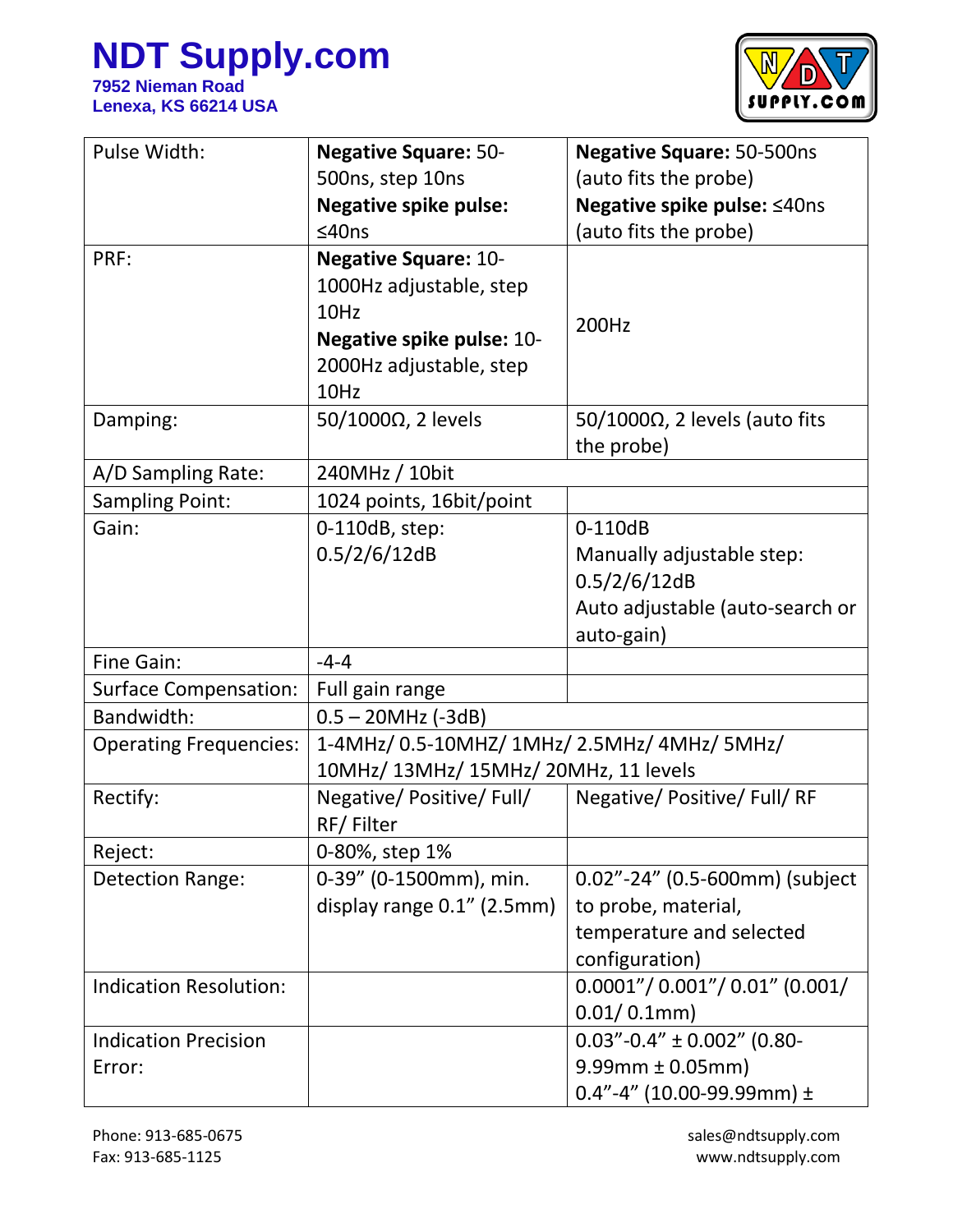| Pulse Width: | **Negative Square:** 50-500ns, step 10ns<br>**Negative spike pulse:** ≤40ns | **Negative Square:** 50-500ns (auto fits the probe)<br>**Negative spike pulse:** ≤40ns (auto fits the probe) |
|---|---|---|
| PRF: | **Negative Square:** 10-1000Hz adjustable, step 10Hz<br>**Negative spike pulse:** 10-2000Hz adjustable, step 10Hz | 200Hz |
| Damping: | 50/1000Ω, 2 levels | 50/1000Ω, 2 levels (auto fits the probe) |
| A/D Sampling Rate: | 240MHz / 10bit | |
| Sampling Point: | 1024 points, 16bit/point | |
| Gain: | 0-110dB, step: 0.5/2/6/12dB | 0-110dB<br>Manually adjustable step: 0.5/2/6/12dB<br>Auto adjustable (auto-search or auto-gain) |
| Fine Gain: | -4-4 | |
| Surface Compensation: | Full gain range | |
| Bandwidth: | 0.5 – 20MHz (-3dB) | |
| Operating Frequencies: | 1-4MHz/ 0.5-10MHZ/ 1MHz/ 2.5MHz/ 4MHz/ 5MHz/ 10MHz/ 13MHz/ 15MHz/ 20MHz, 11 levels | |
| Rectify: | Negative/ Positive/ Full/ RF/ Filter | Negative/ Positive/ Full/ RF |
| Reject: | 0-80%, step 1% | |
| Detection Range: | 0-39" (0-1500mm), min. display range 0.1" (2.5mm) | 0.02"-24" (0.5-600mm) (subject to probe, material, temperature and selected configuration) |
| Indication Resolution: | | 0.0001"/ 0.001"/ 0.01" (0.001/ 0.01/ 0.1mm) |
| Indication Precision Error: | | 0.03"-0.4" ± 0.002" (0.80-9.99mm ± 0.05mm)<br>0.4"-4" (10.00-99.99mm) ± |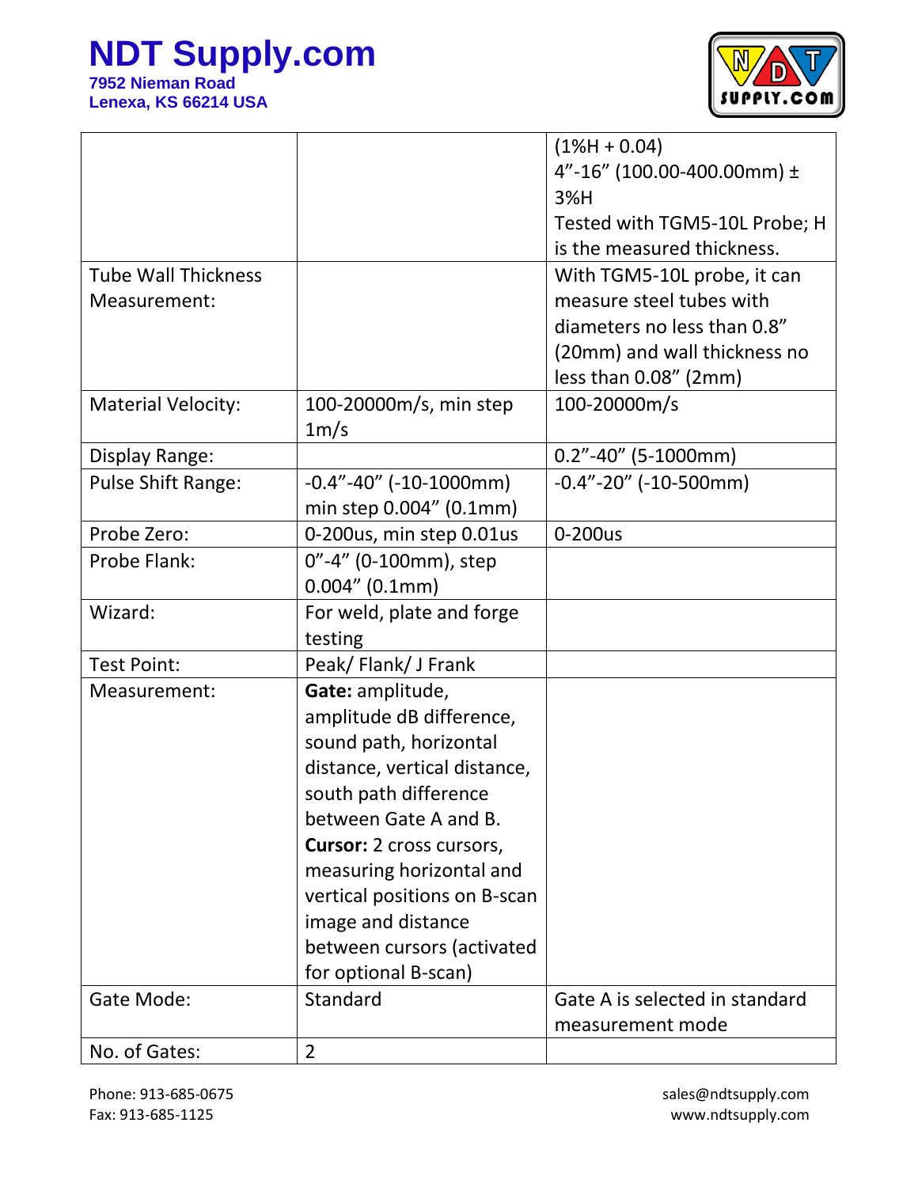| | | |
|---|---|---|
| | | (1%H + 0.04)<br>4”-16” (100.00-400.00mm) ± 3%H<br>Tested with TGM5-10L Probe; H is the measured thickness. |
| Tube Wall Thickness Measurement: | | With TGM5-10L probe, it can measure steel tubes with diameters no less than 0.8” (20mm) and wall thickness no less than 0.08” (2mm) |
| Material Velocity: | 100-20000m/s, min step 1m/s | 100-20000m/s |
| Display Range: | | 0.2”-40” (5-1000mm) |
| Pulse Shift Range: | -0.4”-40” (-10-1000mm) min step 0.004” (0.1mm) | -0.4”-20” (-10-500mm) |
| Probe Zero: | 0-200us, min step 0.01us | 0-200us |
| Probe Flank: | 0”-4” (0-100mm), step 0.004” (0.1mm) | |
| Wizard: | For weld, plate and forge testing | |
| Test Point: | Peak/ Flank/ J Frank | |
| Measurement: | **Gate:** amplitude, amplitude dB difference, sound path, horizontal distance, vertical distance, south path difference between Gate A and B.<br>**Cursor:** 2 cross cursors, measuring horizontal and vertical positions on B-scan image and distance between cursors (activated for optional B-scan) | |
| Gate Mode: | Standard | Gate A is selected in standard measurement mode |
| No. of Gates: | 2 | |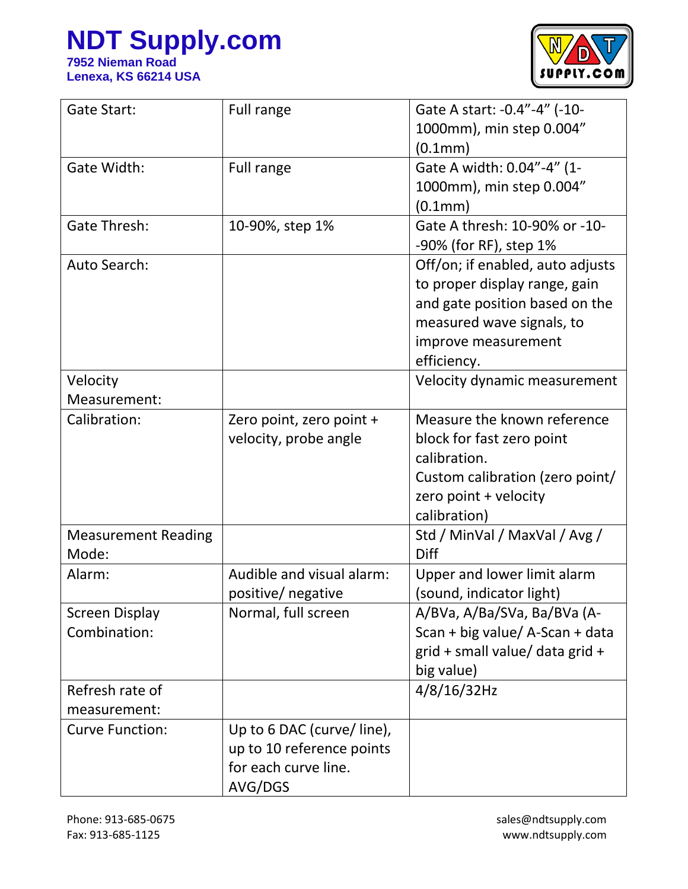| Gate Start: | Full range | Gate A start: -0.4”-4” (-10-1000mm), min step 0.004” (0.1mm) |
|---|---|---|
| Gate Width: | Full range | Gate A width: 0.04”-4” (1-1000mm), min step 0.004” (0.1mm) |
| Gate Thresh: | 10-90%, step 1% | Gate A thresh: 10-90% or -10--90% (for RF), step 1% |
| Auto Search: | | Off/on; if enabled, auto adjusts to proper display range, gain and gate position based on the measured wave signals, to improve measurement efficiency. |
| Velocity Measurement: | | Velocity dynamic measurement |
| Calibration: | Zero point, zero point + velocity, probe angle | Measure the known reference block for fast zero point calibration.<br>Custom calibration (zero point/ zero point + velocity calibration) |
| Measurement Reading Mode: | | Std / MinVal / MaxVal / Avg / Diff |
| Alarm: | Audible and visual alarm: positive/ negative | Upper and lower limit alarm (sound, indicator light) |
| Screen Display Combination: | Normal, full screen | A/BVa, A/Ba/SVa, Ba/BVa (A-Scan + big value/ A-Scan + data grid + small value/ data grid + big value) |
| Refresh rate of measurement: | | 4/8/16/32Hz |
| Curve Function: | Up to 6 DAC (curve/ line), up to 10 reference points for each curve line.<br>AVG/DGS | |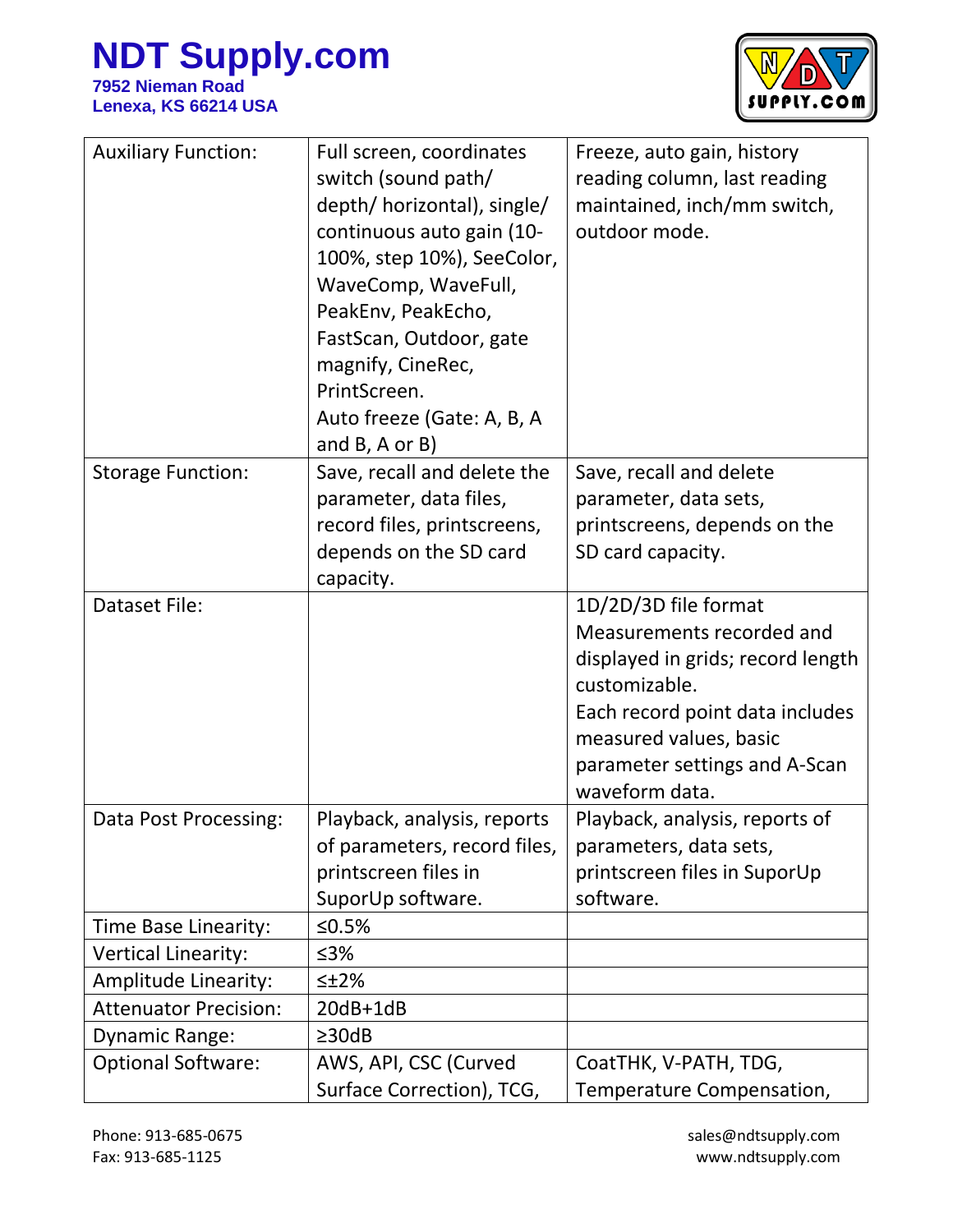| Auxiliary Function: | Full screen, coordinates switch (sound path/ depth/ horizontal), single/ continuous auto gain (10-100%, step 10%), SeeColor, WaveComp, WaveFull, PeakEnv, PeakEcho, FastScan, Outdoor, gate magnify, CineRec, PrintScreen.<br>Auto freeze (Gate: A, B, A and B, A or B) | Freeze, auto gain, history reading column, last reading maintained, inch/mm switch, outdoor mode. |
|---|---|---|
| Storage Function: | Save, recall and delete the parameter, data files, record files, printscreens, depends on the SD card capacity. | Save, recall and delete parameter, data sets, printscreens, depends on the SD card capacity. |
| Dataset File: | | 1D/2D/3D file format<br>Measurements recorded and displayed in grids; record length customizable.<br>Each record point data includes measured values, basic parameter settings and A-Scan waveform data. |
| Data Post Processing: | Playback, analysis, reports of parameters, record files, printscreen files in SuporUp software. | Playback, analysis, reports of parameters, data sets, printscreen files in SuporUp software. |
| Time Base Linearity: | ≤0.5% | |
| Vertical Linearity: | ≤3% | |
| Amplitude Linearity: | ≤±2% | |
| Attenuator Precision: | 20dB+1dB | |
| Dynamic Range: | ≥30dB | |
| Optional Software: | AWS, API, CSC (Curved Surface Correction), TCG, | CoatTHK, V-PATH, TDG, Temperature Compensation, |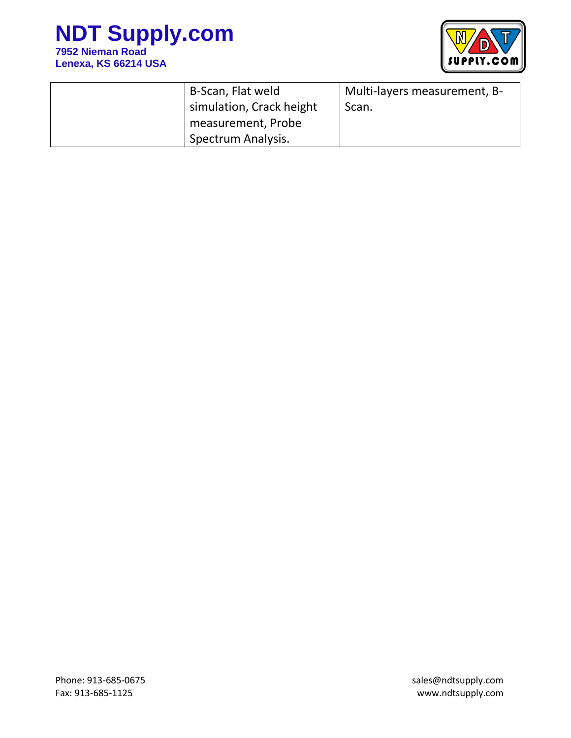| | | |
|---|---|---|
| | B-Scan, Flat weld simulation, Crack height measurement, Probe Spectrum Analysis. | Multi-layers measurement, B-Scan. |